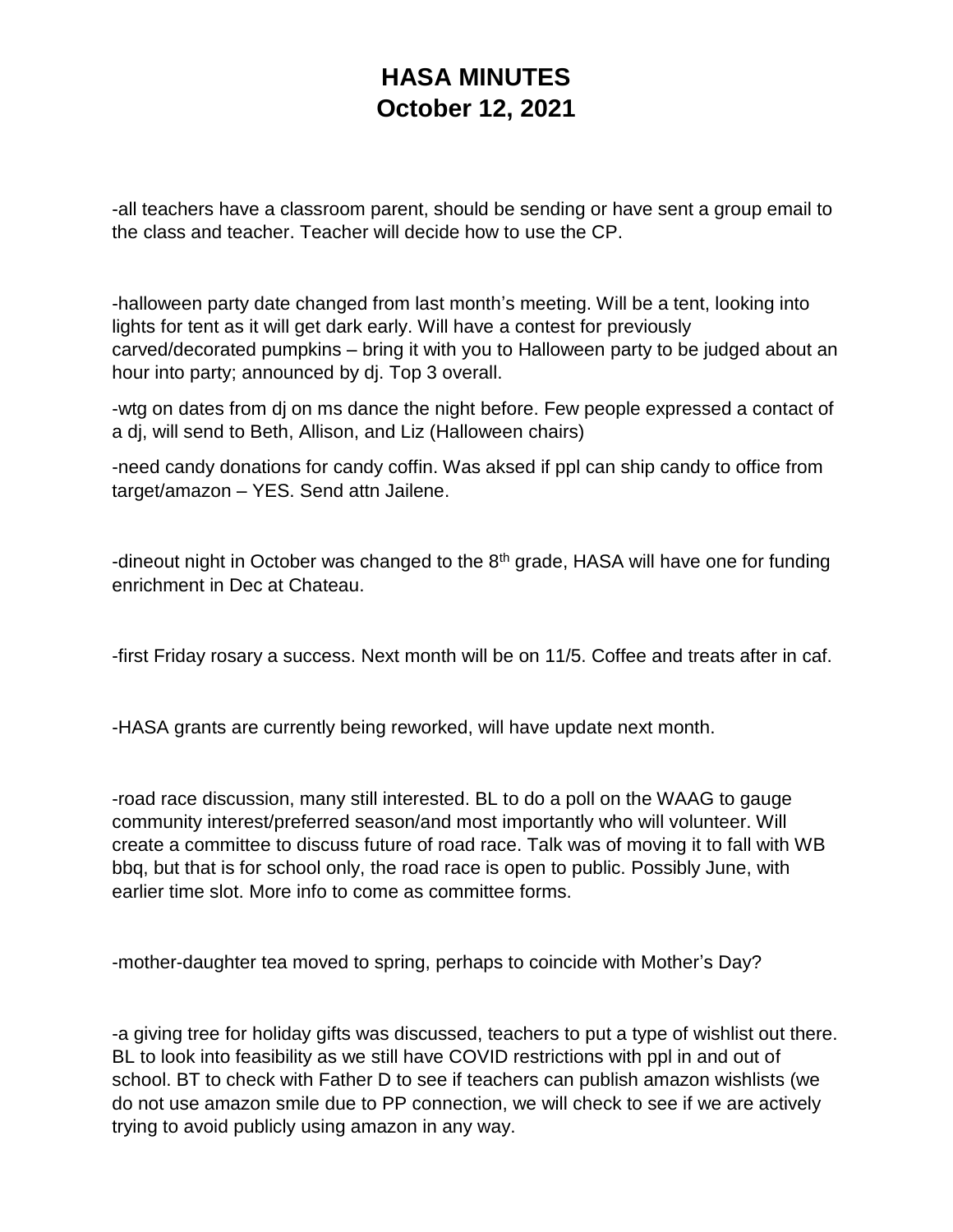# HASA MINUTES
# October 12, 2021

-all teachers have a classroom parent, should be sending or have sent a group email to the class and teacher. Teacher will decide how to use the CP.

-halloween party date changed from last month's meeting. Will be a tent, looking into lights for tent as it will get dark early. Will have a contest for previously carved/decorated pumpkins – bring it with you to Halloween party to be judged about an hour into party; announced by dj. Top 3 overall.

-wtg on dates from dj on ms dance the night before. Few people expressed a contact of a dj, will send to Beth, Allison, and Liz (Halloween chairs)

-need candy donations for candy coffin. Was aksed if ppl can ship candy to office from target/amazon – YES. Send attn Jailene.

-dineout night in October was changed to the 8th grade, HASA will have one for funding enrichment in Dec at Chateau.

-first Friday rosary a success. Next month will be on 11/5. Coffee and treats after in caf.

-HASA grants are currently being reworked, will have update next month.

-road race discussion, many still interested. BL to do a poll on the WAAG to gauge community interest/preferred season/and most importantly who will volunteer. Will create a committee to discuss future of road race. Talk was of moving it to fall with WB bbq, but that is for school only, the road race is open to public. Possibly June, with earlier time slot. More info to come as committee forms.

-mother-daughter tea moved to spring, perhaps to coincide with Mother's Day?

-a giving tree for holiday gifts was discussed, teachers to put a type of wishlist out there. BL to look into feasibility as we still have COVID restrictions with ppl in and out of school. BT to check with Father D to see if teachers can publish amazon wishlists (we do not use amazon smile due to PP connection, we will check to see if we are actively trying to avoid publicly using amazon in any way.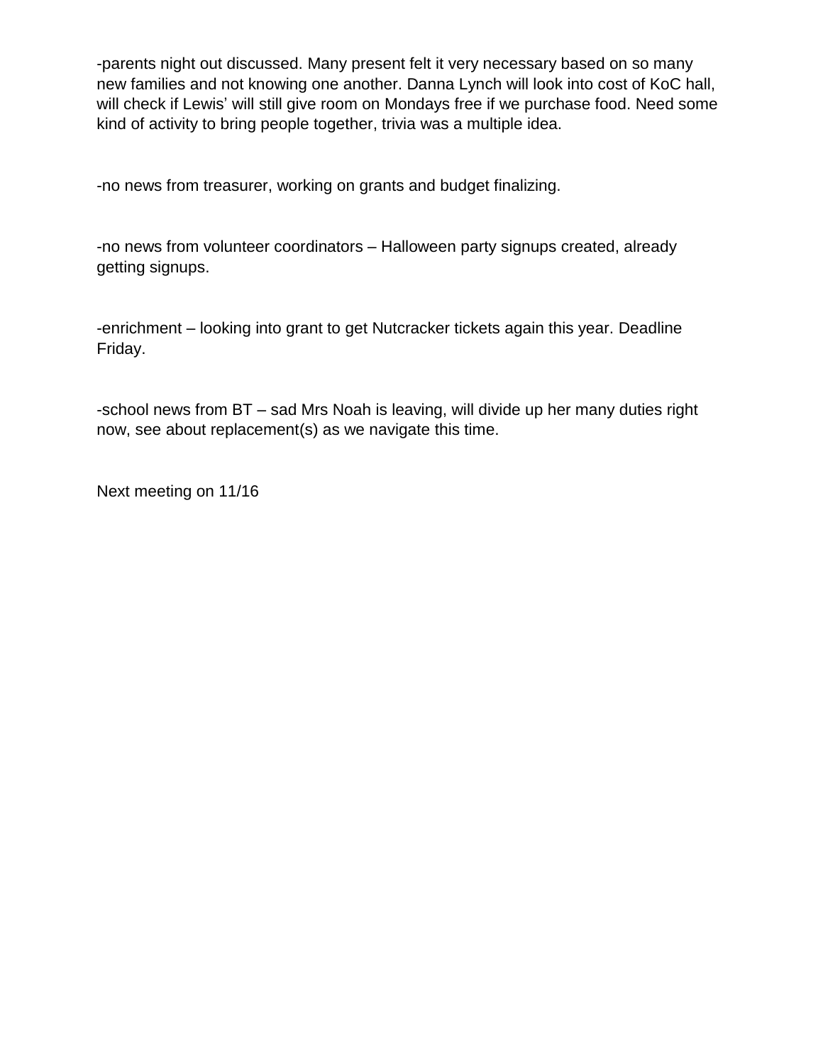-parents night out discussed. Many present felt it very necessary based on so many new families and not knowing one another. Danna Lynch will look into cost of KoC hall, will check if Lewis' will still give room on Mondays free if we purchase food. Need some kind of activity to bring people together, trivia was a multiple idea.

-no news from treasurer, working on grants and budget finalizing.

-no news from volunteer coordinators – Halloween party signups created, already getting signups.

-enrichment – looking into grant to get Nutcracker tickets again this year. Deadline Friday.

-school news from BT – sad Mrs Noah is leaving, will divide up her many duties right now, see about replacement(s) as we navigate this time.

Next meeting on 11/16